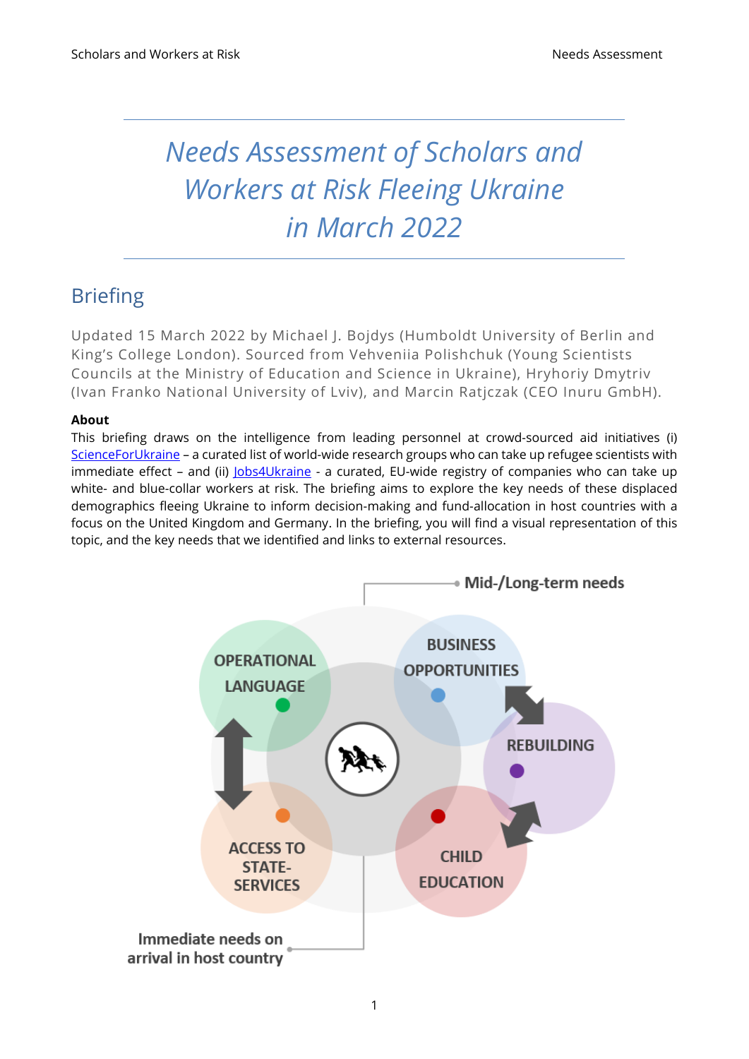# *Needs Assessment of Scholars and Workers at Risk Fleeing Ukraine in March 2022*

## Briefing

Updated 15 March 2022 by Michael J. Bojdys (Humboldt University of Berlin and King's College London). Sourced from Vehveniia Polishchuk (Young Scientists Councils at the Ministry of Education and Science in Ukraine), Hryhoriy Dmytriv (Ivan Franko National University of Lviv), and Marcin Ratjczak (CEO Inuru GmbH).

**About**

This briefing draws on the intelligence from leading personnel at crowd-sourced aid initiatives (i) ScienceForUkraine – a curated list of world-wide research groups who can take up refugee scientists with immediate effect – and (ii) Jobs4Ukraine - a curated, EU-wide registry of companies who can take up white- and blue-collar workers at risk. The briefing aims to explore the key needs of these displaced demographics fleeing Ukraine to inform decision-making and fund-allocation in host countries with a focus on the United Kingdom and Germany. In the briefing, you will find a visual representation of this topic, and the key needs that we identified and links to external resources.

Mid-/Long-term needs

OPERATIONAL LANGUAGE

BUSINESS OPPORTUNITIES

REBUILDING

ACCESS TO STATE-SERVICES

CHILD EDUCATION

Immediate needs on arrival in host country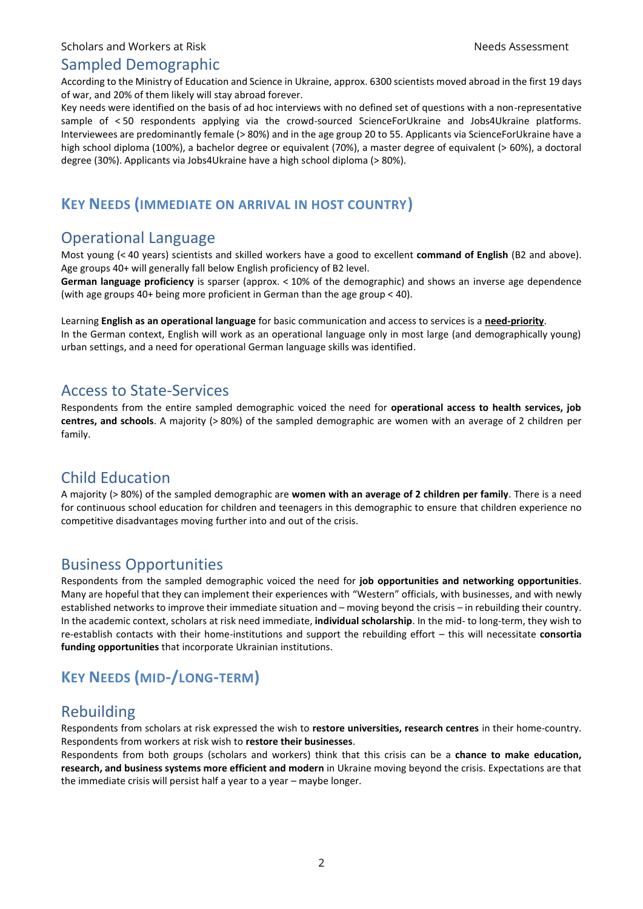## Sampled Demographic

According to the Ministry of Education and Science in Ukraine, approx. 6300 scientists moved abroad in the first 19 days of war, and 20% of them likely will stay abroad forever.

Key needs were identified on the basis of ad hoc interviews with no defined set of questions with a non-representative sample of < 50 respondents applying via the crowd-sourced ScienceForUkraine and Jobs4Ukraine platforms. Interviewees are predominantly female (> 80%) and in the age group 20 to 55. Applicants via ScienceForUkraine have a high school diploma (100%), a bachelor degree or equivalent (70%), a master degree of equivalent (> 60%), a doctoral degree (30%). Applicants via Jobs4Ukraine have a high school diploma (> 80%).

# KEY NEEDS (IMMEDIATE ON ARRIVAL IN HOST COUNTRY)

## Operational Language

Most young (< 40 years) scientists and skilled workers have a good to excellent **command of English** (B2 and above). Age groups 40+ will generally fall below English proficiency of B2 level.

**German language proficiency** is sparser (approx. < 10% of the demographic) and shows an inverse age dependence (with age groups 40+ being more proficient in German than the age group < 40).

Learning **English as an operational language** for basic communication and access to services is a **need-priority**.

In the German context, English will work as an operational language only in most large (and demographically young) urban settings, and a need for operational German language skills was identified.

## Access to State-Services

Respondents from the entire sampled demographic voiced the need for **operational access to health services, job centres, and schools**. A majority (> 80%) of the sampled demographic are women with an average of 2 children per family.

## Child Education

A majority (> 80%) of the sampled demographic are **women with an average of 2 children per family**. There is a need for continuous school education for children and teenagers in this demographic to ensure that children experience no competitive disadvantages moving further into and out of the crisis.

## Business Opportunities

Respondents from the sampled demographic voiced the need for **job opportunities and networking opportunities**. Many are hopeful that they can implement their experiences with "Western" officials, with businesses, and with newly established networks to improve their immediate situation and – moving beyond the crisis – in rebuilding their country. In the academic context, scholars at risk need immediate, **individual scholarship**. In the mid- to long-term, they wish to re-establish contacts with their home-institutions and support the rebuilding effort – this will necessitate **consortia funding opportunities** that incorporate Ukrainian institutions.

# KEY NEEDS (MID-/LONG-TERM)

## Rebuilding

Respondents from scholars at risk expressed the wish to **restore universities, research centres** in their home-country. Respondents from workers at risk wish to **restore their businesses**.

Respondents from both groups (scholars and workers) think that this crisis can be a **chance to make education, research, and business systems more efficient and modern** in Ukraine moving beyond the crisis. Expectations are that the immediate crisis will persist half a year to a year – maybe longer.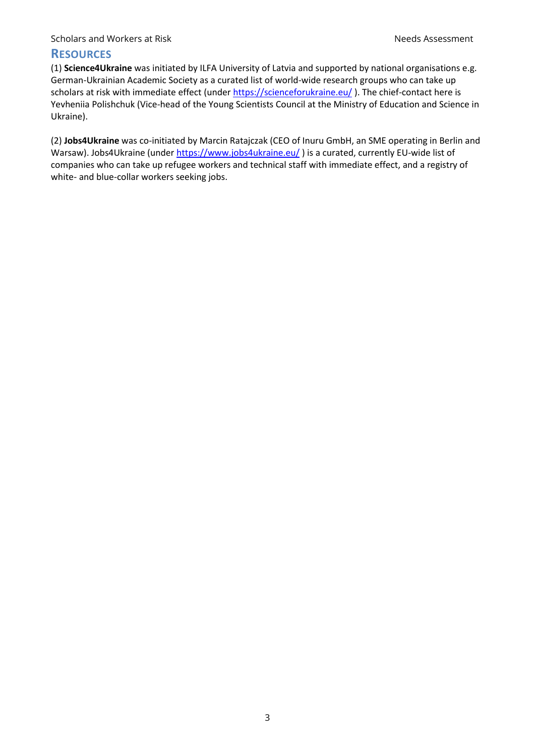## Resources

(1) **Science4Ukraine** was initiated by ILFA University of Latvia and supported by national organisations e.g. German-Ukrainian Academic Society as a curated list of world-wide research groups who can take up scholars at risk with immediate effect (under https://scienceforukraine.eu/ ). The chief-contact here is Yevheniia Polishchuk (Vice-head of the Young Scientists Council at the Ministry of Education and Science in Ukraine).

(2) **Jobs4Ukraine** was co-initiated by Marcin Ratajczak (CEO of Inuru GmbH, an SME operating in Berlin and Warsaw). Jobs4Ukraine (under https://www.jobs4ukraine.eu/ ) is a curated, currently EU-wide list of companies who can take up refugee workers and technical staff with immediate effect, and a registry of white- and blue-collar workers seeking jobs.